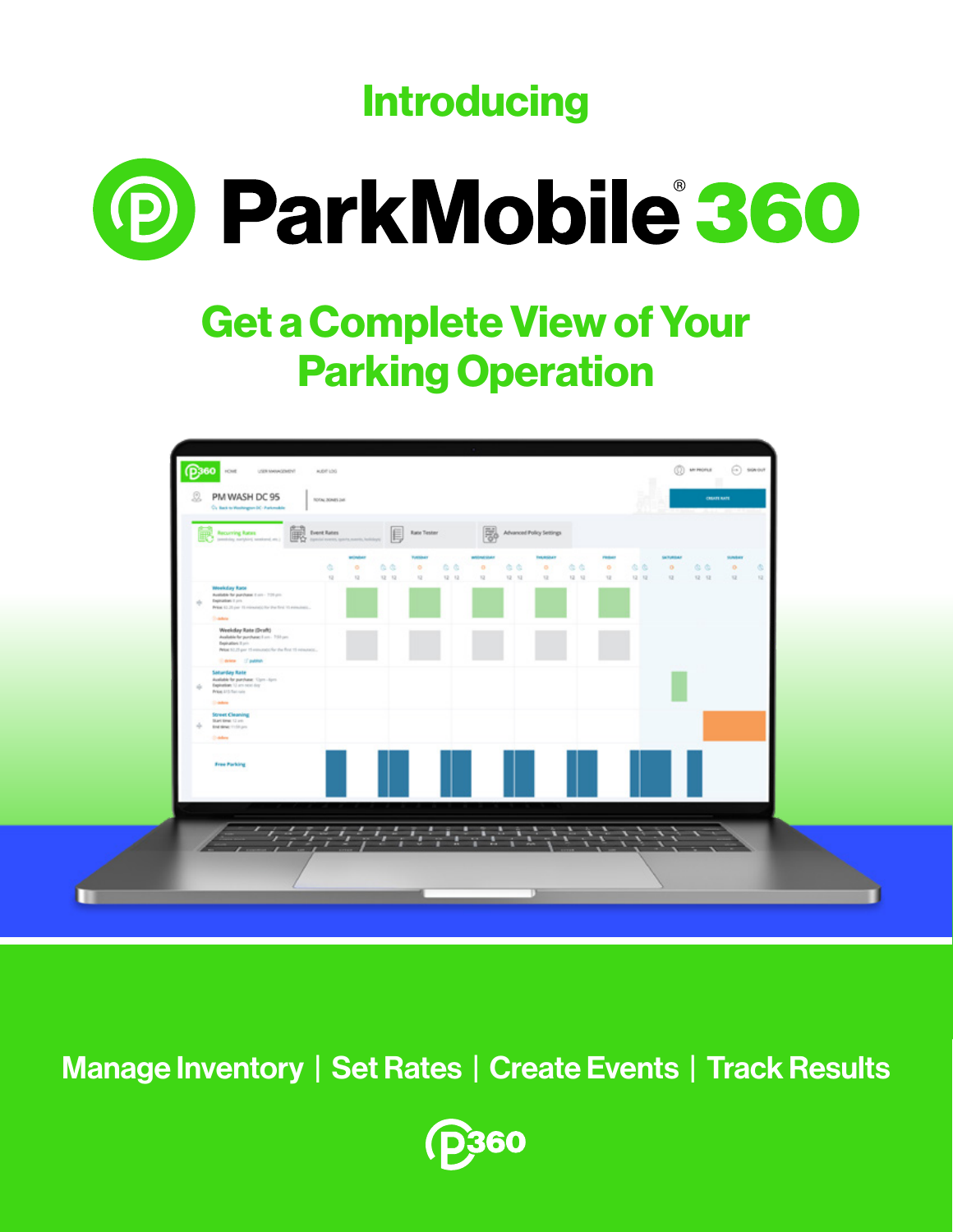Introducing

# ParkMobile® 360

## Get a Complete View of Your Parking Operation

**Manage Inventory | Set Rates | Create Events | Track Results**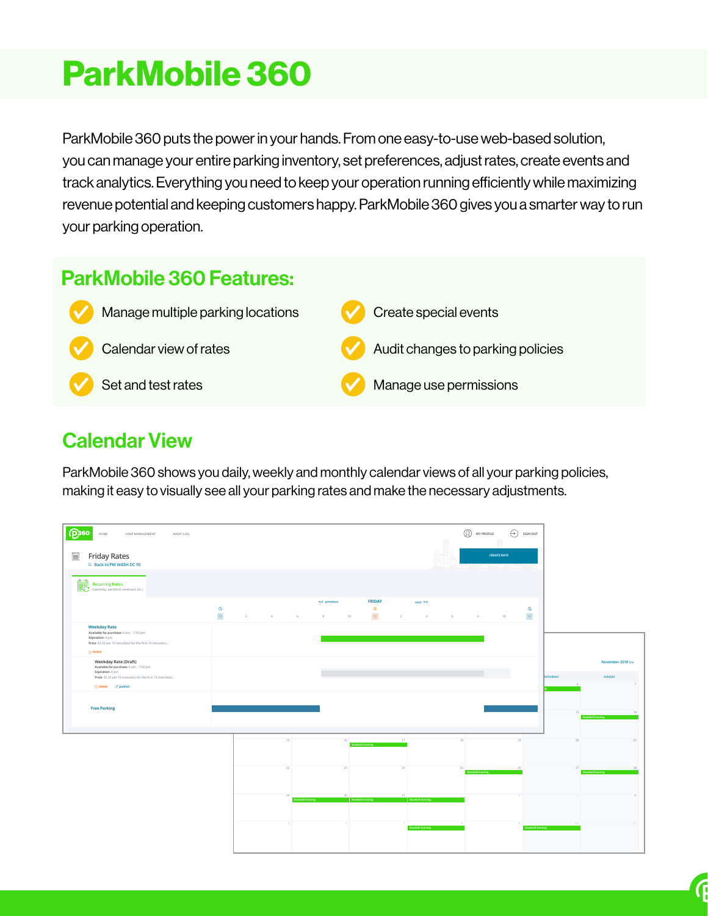# ParkMobile 360

ParkMobile 360 puts the power in your hands. From one easy-to-use web-based solution, you can manage your entire parking inventory, set preferences, adjust rates, create events and track analytics. Everything you need to keep your operation running efficiently while maximizing revenue potential and keeping customers happy. ParkMobile 360 gives you a smarter way to run your parking operation.

## ParkMobile 360 Features:

- Manage multiple parking locations
- Calendar view of rates
- Set and test rates
- Create special events
- Audit changes to parking policies
- Manage use permissions

## Calendar View

ParkMobile 360 shows you daily, weekly and monthly calendar views of all your parking policies, making it easy to visually see all your parking rates and make the necessary adjustments.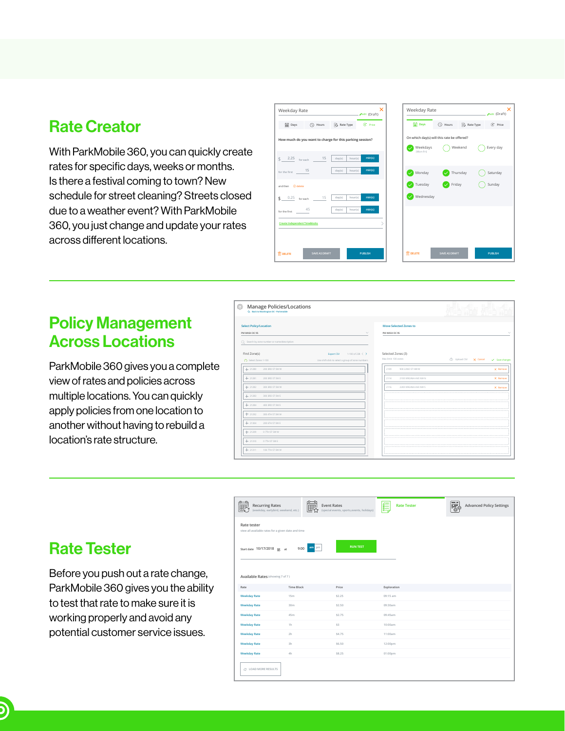## Rate Creator

With ParkMobile 360, you can quickly create rates for specific days, weeks or months. Is there a festival coming to town? New schedule for street cleaning? Streets closed due to a weather event? With ParkMobile 360, you just change and update your rates across different locations.

## Policy Management Across Locations

ParkMobile 360 gives you a complete view of rates and policies across multiple locations. You can quickly apply policies from one location to another without having to rebuild a location's rate structure.

## Rate Tester

Before you push out a rate change, ParkMobile 360 gives you the ability to test that rate to make sure it is working properly and avoid any potential customer service issues.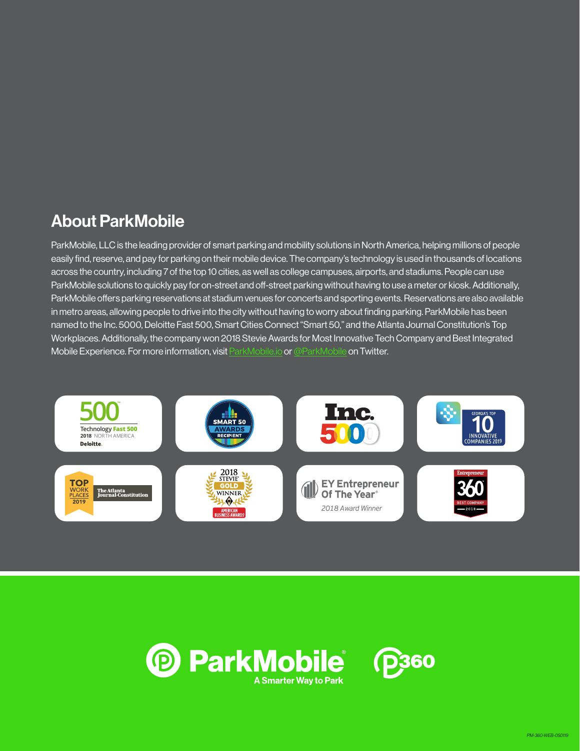## About ParkMobile

ParkMobile, LLC is the leading provider of smart parking and mobility solutions in North America, helping millions of people easily find, reserve, and pay for parking on their mobile device. The company's technology is used in thousands of locations across the country, including 7 of the top 10 cities, as well as college campuses, airports, and stadiums. People can use ParkMobile solutions to quickly pay for on-street and off-street parking without having to use a meter or kiosk. Additionally, ParkMobile offers parking reservations at stadium venues for concerts and sporting events. Reservations are also available in metro areas, allowing people to drive into the city without having to worry about finding parking. ParkMobile has been named to the Inc. 5000, Deloitte Fast 500, Smart Cities Connect "Smart 50," and the Atlanta Journal Constitution's Top Workplaces. Additionally, the company won 2018 Stevie Awards for Most Innovative Tech Company and Best Integrated Mobile Experience. For more information, visit ParkMobile.io or @ParkMobile on Twitter.

500 Technology Fast 500 2018 NORTH AMERICA Deloitte.

SMART 50 AWARDS RECIPIENT

Inc. 5000

GEORGIA'S TOP 10 INNOVATIVE COMPANIES 2019

TOP WORK PLACES 2019 The Atlanta Journal-Constitution

2018 STEVIE GOLD WINNER AMERICAN BUSINESS AWARDS

EY Entrepreneur Of The Year 2018 Award Winner

Entrepreneur 360 BEST COMPANY 2018

ParkMobile A Smarter Way to Park

P360

PM-360-WEB-050119